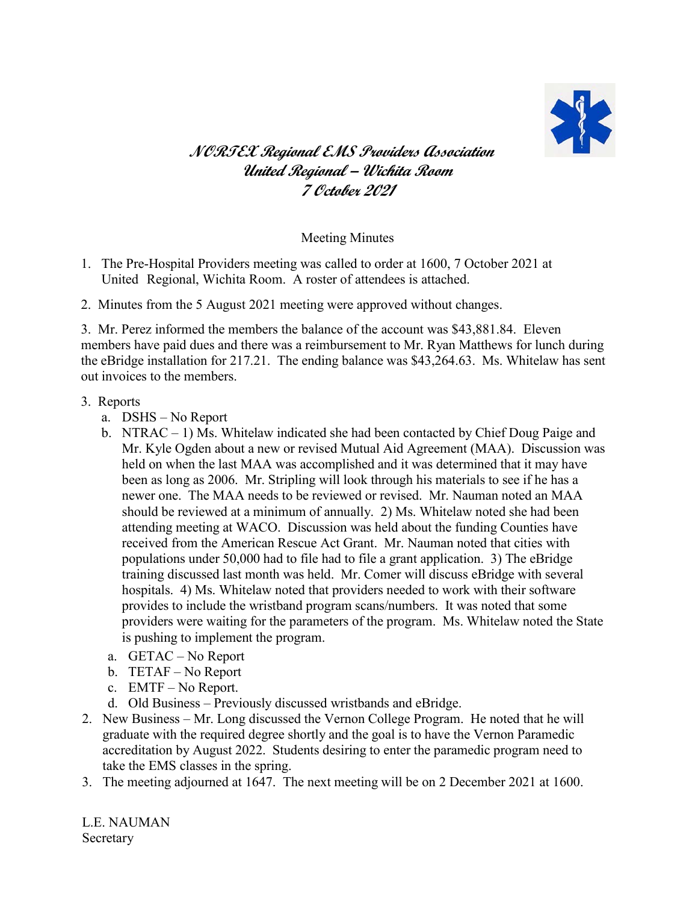# NORTEX Regional EMS Providers Association
## United Regional – Wichita Room
## 7 October 2021

Meeting Minutes

1. The Pre-Hospital Providers meeting was called to order at 1600, 7 October 2021 at United Regional, Wichita Room. A roster of attendees is attached.

2. Minutes from the 5 August 2021 meeting were approved without changes.

3. Mr. Perez informed the members the balance of the account was $43,881.84. Eleven members have paid dues and there was a reimbursement to Mr. Ryan Matthews for lunch during the eBridge installation for 217.21. The ending balance was $43,264.63. Ms. Whitelaw has sent out invoices to the members.

3. Reports
   a. DSHS – No Report
   b. NTRAC – 1) Ms. Whitelaw indicated she had been contacted by Chief Doug Paige and Mr. Kyle Ogden about a new or revised Mutual Aid Agreement (MAA). Discussion was held on when the last MAA was accomplished and it was determined that it may have been as long as 2006. Mr. Stripling will look through his materials to see if he has a newer one. The MAA needs to be reviewed or revised. Mr. Nauman noted an MAA should be reviewed at a minimum of annually. 2) Ms. Whitelaw noted she had been attending meeting at WACO. Discussion was held about the funding Counties have received from the American Rescue Act Grant. Mr. Nauman noted that cities with populations under 50,000 had to file had to file a grant application. 3) The eBridge training discussed last month was held. Mr. Comer will discuss eBridge with several hospitals. 4) Ms. Whitelaw noted that providers needed to work with their software provides to include the wristband program scans/numbers. It was noted that some providers were waiting for the parameters of the program. Ms. Whitelaw noted the State is pushing to implement the program.
   a. GETAC – No Report
   b. TETAF – No Report
   c. EMTF – No Report.
   d. Old Business – Previously discussed wristbands and eBridge.
2. New Business – Mr. Long discussed the Vernon College Program. He noted that he will graduate with the required degree shortly and the goal is to have the Vernon Paramedic accreditation by August 2022. Students desiring to enter the paramedic program need to take the EMS classes in the spring.
3. The meeting adjourned at 1647. The next meeting will be on 2 December 2021 at 1600.

L.E. NAUMAN
Secretary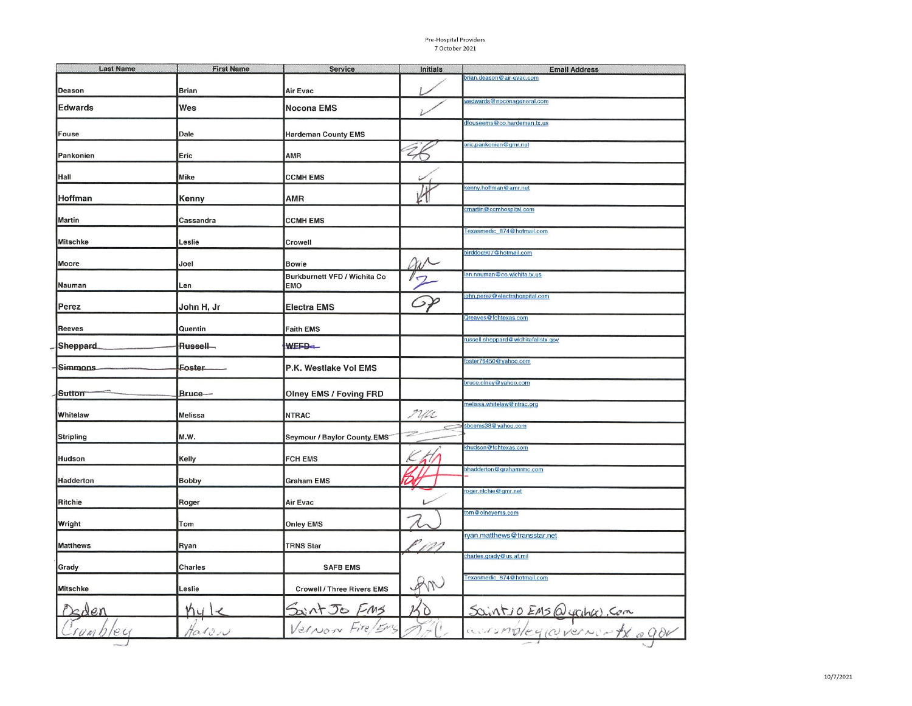Pre-Hospital Providers
7 October 2021

| Last Name | First Name | Service | Initials | Email Address |
|---|---|---|---|---|
| Deason | Brian | Air Evac | ✓ | brian.deason@air-evac.com |
| Edwards | Wes | Nocona EMS | ✓ | wedwards@noconageneral.com |
| Fouse | Dale | Hardeman County EMS | | dfouseems@co.hardeman.tx.us |
| Pankonien | Eric | AMR | EP | eric.pankonien@gmr.net |
| Hall | Mike | CCMH EMS | ✓ | |
| Hoffman | Kenny | AMR | KH | kenny.hoffman@amr.net |
| Martin | Cassandra | CCMH EMS | | cmartin@ccmhospital.com |
| Mitschke | Leslie | Crowell | | Texasmedic_874@hotmail.com |
| Moore | Joel | Bowie | JM | birddog907@hotmail.com |
| Nauman | Len | Burkburnett VFD / Wichita Co EMO | LZ | len.nauman@co.wichita.tx.us |
| Perez | John H, Jr | Electra EMS | JP | john.perez@electrahospital.com |
| Reeves | Quentin | Faith EMS | | Qreaves@fchtexas.com |
| ~~Sheppard~~ | ~~Russell~~ | ~~WFFD~~ | | russell.sheppard@wichitafallstx.gov |
| ~~Simmons~~ | ~~Foster~~ | P.K. Westlake Vol EMS | | foster76450@yahoo.com |
| ~~Sutton~~ | ~~Bruce~~ | Olney EMS / Foving FRD | | bruce.olney@yahoo.com |
| Whitelaw | Melissa | NTRAC | MW | melissa.whitelaw@ntrac.org |
| Stripling | M.W. | Seymour / Baylor County EMS | | sbcems38@yahoo.com |
| Hudson | Kelly | FCH EMS | KH | khudson@fchtexas.com |
| Hadderton | Bobby | Graham EMS | BH | bhadderton@grahamrmc.com |
| Ritchie | Roger | Air Evac | ✓ | roger.ritchie@gmr.net |
| Wright | Tom | Onley EMS | TW | tom@olneyems.com |
| Matthews | Ryan | TRNS Star | RM | ryan.matthews@transstar.net |
| Grady | Charles | SAFB EMS | | charles.grady@us.af.mil |
| Mitschke | Leslie | Crowell / Three Rivers EMS | LM | Texasmedic_874@hotmail.com |
| Ogden | Kyle | Saint Jo EMS | KO | SaintJoEMS@yahoo.com |
| Crumbley | Aaron | Vernon Fire/EMS | AC | acrumbley@vernontx.gov |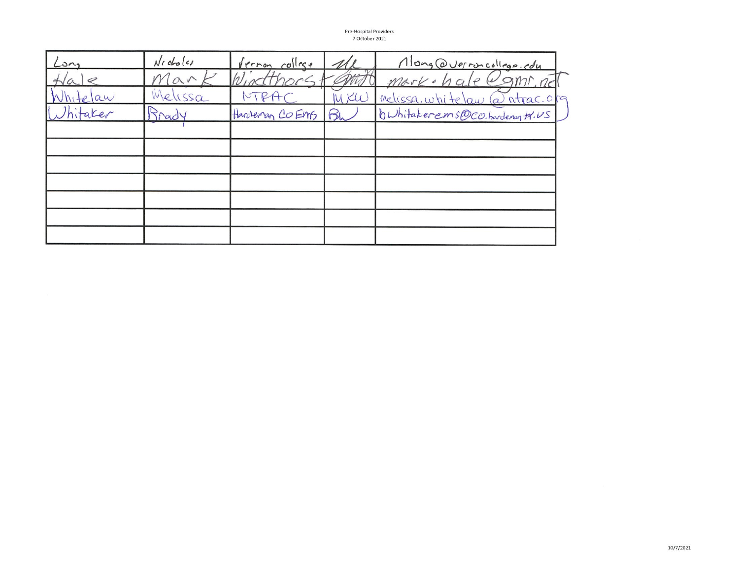Pre-Hospital Providers
7 October 2021

| | | | | |
|---|---|---|---|---|
| Long | Nicholas | Vernon college | NL | nlong@vernoncollege.edu |
| Hale | Mark | Windthorst | GMH | mark.hale@gmr.net |
| Whitelaw | Melissa | NTRAC | MKW | melissa.whitelaw@ntrac.org |
| Whitaker | Brady | Hardeman Co EMS | BW | bWhitakerems@co.hardeman.tx.us |
| | | | | |
| | | | | |
| | | | | |
| | | | | |
| | | | | |
| | | | | |
| | | | | |

10/7/2021